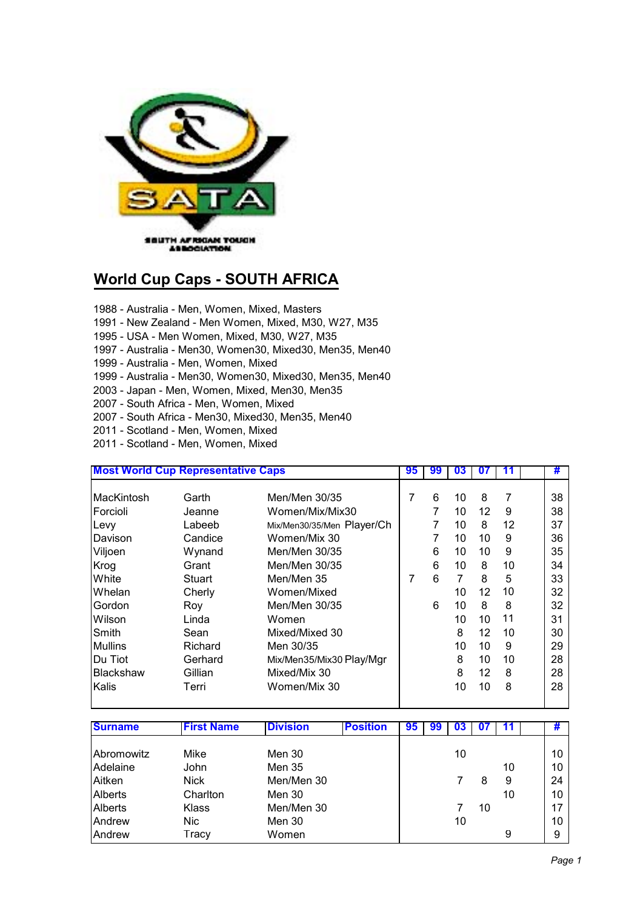SOUTH AFRICAN TOUCH ASSOCIATION

## World Cup Caps - SOUTH AFRICA

1988 - Australia - Men, Women, Mixed, Masters
1991 - New Zealand - Men Women, Mixed, M30, W27, M35
1995 - USA - Men Women, Mixed, M30, W27, M35
1997 - Australia - Men30, Women30, Mixed30, Men35, Men40
1999 - Australia - Men, Women, Mixed
1999 - Australia - Men30, Women30, Mixed30, Men35, Men40
2003 - Japan - Men, Women, Mixed, Men30, Men35
2007 - South Africa - Men, Women, Mixed
2007 - South Africa - Men30, Mixed30, Men35, Men40
2011 - Scotland - Men, Women, Mixed
2011 - Scotland - Men, Women, Mixed

| Most World Cup Representative Caps | | | 95 | 99 | 03 | 07 | 11 | | # |
|---|---|---|---|---|---|---|---|---|---|
| MacKintosh | Garth | Men/Men 30/35 | 7 | 6 | 10 | 8 | 7 | | 38 |
| Forcioli | Jeanne | Women/Mix/Mix30 | | 7 | 10 | 12 | 9 | | 38 |
| Levy | Labeeb | Mix/Men30/35/Men Player/Ch | | 7 | 10 | 8 | 12 | | 37 |
| Davison | Candice | Women/Mix 30 | | 7 | 10 | 10 | 9 | | 36 |
| Viljoen | Wynand | Men/Men 30/35 | | 6 | 10 | 10 | 9 | | 35 |
| Krog | Grant | Men/Men 30/35 | | 6 | 10 | 8 | 10 | | 34 |
| White | Stuart | Men/Men 35 | 7 | 6 | 7 | 8 | 5 | | 33 |
| Whelan | Cherly | Women/Mixed | | | 10 | 12 | 10 | | 32 |
| Gordon | Roy | Men/Men 30/35 | | 6 | 10 | 8 | 8 | | 32 |
| Wilson | Linda | Women | | | 10 | 10 | 11 | | 31 |
| Smith | Sean | Mixed/Mixed 30 | | | 8 | 12 | 10 | | 30 |
| Mullins | Richard | Men 30/35 | | | 10 | 10 | 9 | | 29 |
| Du Tiot | Gerhard | Mix/Men35/Mix30 Play/Mgr | | | 8 | 10 | 10 | | 28 |
| Blackshaw | Gillian | Mixed/Mix 30 | | | 8 | 12 | 8 | | 28 |
| Kalis | Terri | Women/Mix 30 | | | 10 | 10 | 8 | | 28 |

| Surname | First Name | Division | Position | 95 | 99 | 03 | 07 | 11 | | # |
|---|---|---|---|---|---|---|---|---|---|---|
| Abromowitz | Mike | Men 30 | | | | 10 | | | | 10 |
| Adelaine | John | Men 35 | | | | | | 10 | | 10 |
| Aitken | Nick | Men/Men 30 | | | | 7 | 8 | 9 | | 24 |
| Alberts | Charlton | Men 30 | | | | | | 10 | | 10 |
| Alberts | Klass | Men/Men 30 | | | | 7 | 10 | | | 17 |
| Andrew | Nic | Men 30 | | | | 10 | | | | 10 |
| Andrew | Tracy | Women | | | | | | 9 | | 9 |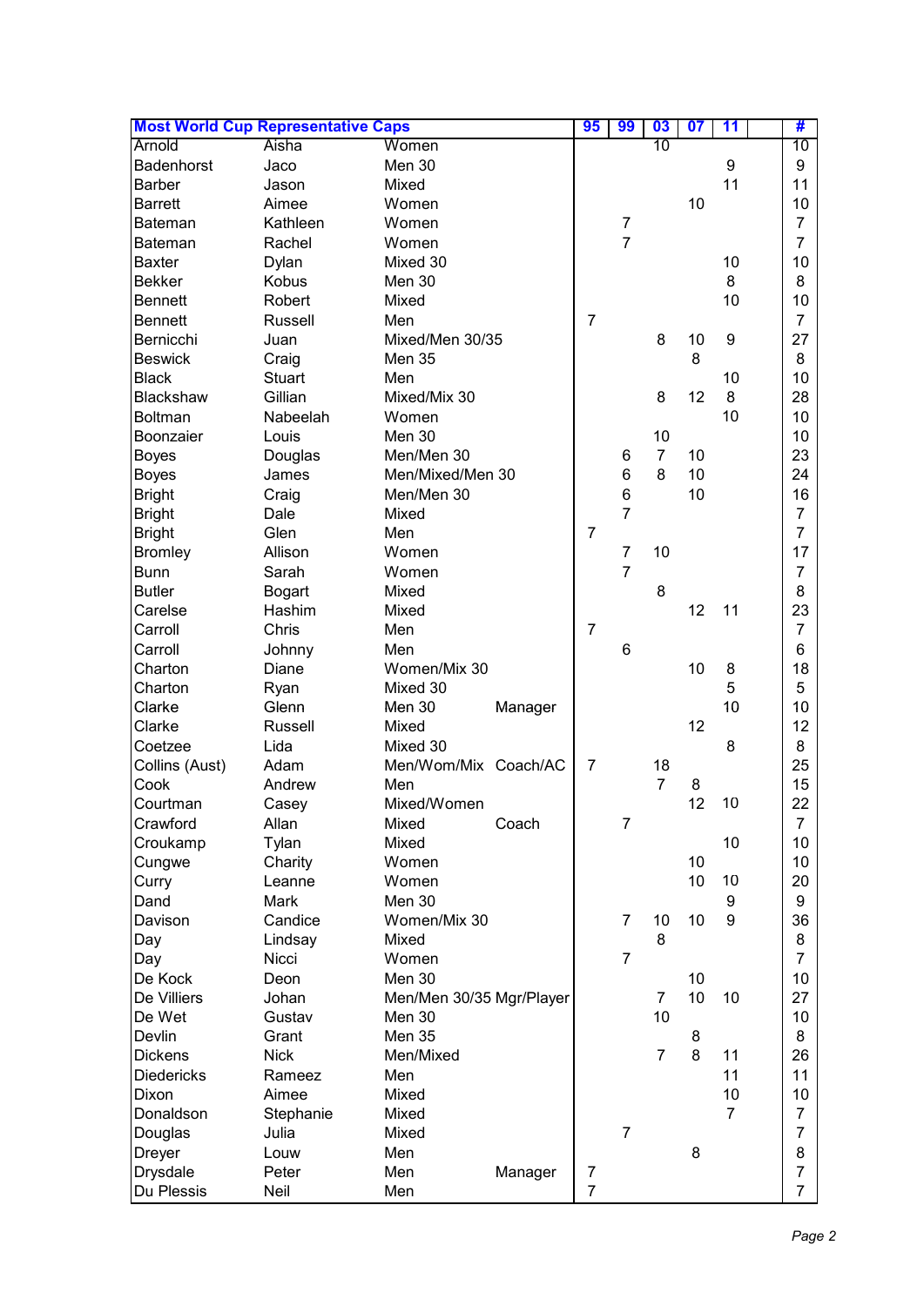| Most World Cup Representative Caps | | | | 95 | 99 | 03 | 07 | 11 | | # |
|---|---|---|---|---|---|---|---|---|---|---|
| Arnold | Aisha | Women | | | | 10 | | | | 10 |
| Badenhorst | Jaco | Men 30 | | | | | | 9 | | 9 |
| Barber | Jason | Mixed | | | | | | 11 | | 11 |
| Barrett | Aimee | Women | | | | | 10 | | | 10 |
| Bateman | Kathleen | Women | | | 7 | | | | | 7 |
| Bateman | Rachel | Women | | | 7 | | | | | 7 |
| Baxter | Dylan | Mixed 30 | | | | | | 10 | | 10 |
| Bekker | Kobus | Men 30 | | | | | | 8 | | 8 |
| Bennett | Robert | Mixed | | | | | | 10 | | 10 |
| Bennett | Russell | Men | | 7 | | | | | | 7 |
| Bernicchi | Juan | Mixed/Men 30/35 | | | | 8 | 10 | 9 | | 27 |
| Beswick | Craig | Men 35 | | | | | 8 | | | 8 |
| Black | Stuart | Men | | | | | | 10 | | 10 |
| Blackshaw | Gillian | Mixed/Mix 30 | | | | 8 | 12 | 8 | | 28 |
| Boltman | Nabeelah | Women | | | | | | 10 | | 10 |
| Boonzaier | Louis | Men 30 | | | | 10 | | | | 10 |
| Boyes | Douglas | Men/Men 30 | | | 6 | 7 | 10 | | | 23 |
| Boyes | James | Men/Mixed/Men 30 | | | 6 | 8 | 10 | | | 24 |
| Bright | Craig | Men/Men 30 | | | 6 | | 10 | | | 16 |
| Bright | Dale | Mixed | | | 7 | | | | | 7 |
| Bright | Glen | Men | | 7 | | | | | | 7 |
| Bromley | Allison | Women | | | 7 | 10 | | | | 17 |
| Bunn | Sarah | Women | | | 7 | | | | | 7 |
| Butler | Bogart | Mixed | | | | 8 | | | | 8 |
| Carelse | Hashim | Mixed | | | | | 12 | 11 | | 23 |
| Carroll | Chris | Men | | 7 | | | | | | 7 |
| Carroll | Johnny | Men | | | 6 | | | | | 6 |
| Charton | Diane | Women/Mix 30 | | | | | 10 | 8 | | 18 |
| Charton | Ryan | Mixed 30 | | | | | | 5 | | 5 |
| Clarke | Glenn | Men 30 | Manager | | | | | 10 | | 10 |
| Clarke | Russell | Mixed | | | | | 12 | | | 12 |
| Coetzee | Lida | Mixed 30 | | | | | | 8 | | 8 |
| Collins (Aust) | Adam | Men/Wom/Mix | Coach/AC | 7 | | 18 | | | | 25 |
| Cook | Andrew | Men | | | | 7 | 8 | | | 15 |
| Courtman | Casey | Mixed/Women | | | | | 12 | 10 | | 22 |
| Crawford | Allan | Mixed | Coach | | 7 | | | | | 7 |
| Croukamp | Tylan | Mixed | | | | | | 10 | | 10 |
| Cungwe | Charity | Women | | | | | 10 | | | 10 |
| Curry | Leanne | Women | | | | | 10 | 10 | | 20 |
| Dand | Mark | Men 30 | | | | | | 9 | | 9 |
| Davison | Candice | Women/Mix 30 | | | 7 | 10 | 10 | 9 | | 36 |
| Day | Lindsay | Mixed | | | | 8 | | | | 8 |
| Day | Nicci | Women | | | 7 | | | | | 7 |
| De Kock | Deon | Men 30 | | | | | 10 | | | 10 |
| De Villiers | Johan | Men/Men 30/35 | Mgr/Player | | | 7 | 10 | 10 | | 27 |
| De Wet | Gustav | Men 30 | | | | 10 | | | | 10 |
| Devlin | Grant | Men 35 | | | | | 8 | | | 8 |
| Dickens | Nick | Men/Mixed | | | | 7 | 8 | 11 | | 26 |
| Diedericks | Rameez | Men | | | | | | 11 | | 11 |
| Dixon | Aimee | Mixed | | | | | | 10 | | 10 |
| Donaldson | Stephanie | Mixed | | | | | | 7 | | 7 |
| Douglas | Julia | Mixed | | | 7 | | | | | 7 |
| Dreyer | Louw | Men | | | | | 8 | | | 8 |
| Drysdale | Peter | Men | Manager | 7 | | | | | | 7 |
| Du Plessis | Neil | Men | | 7 | | | | | | 7 |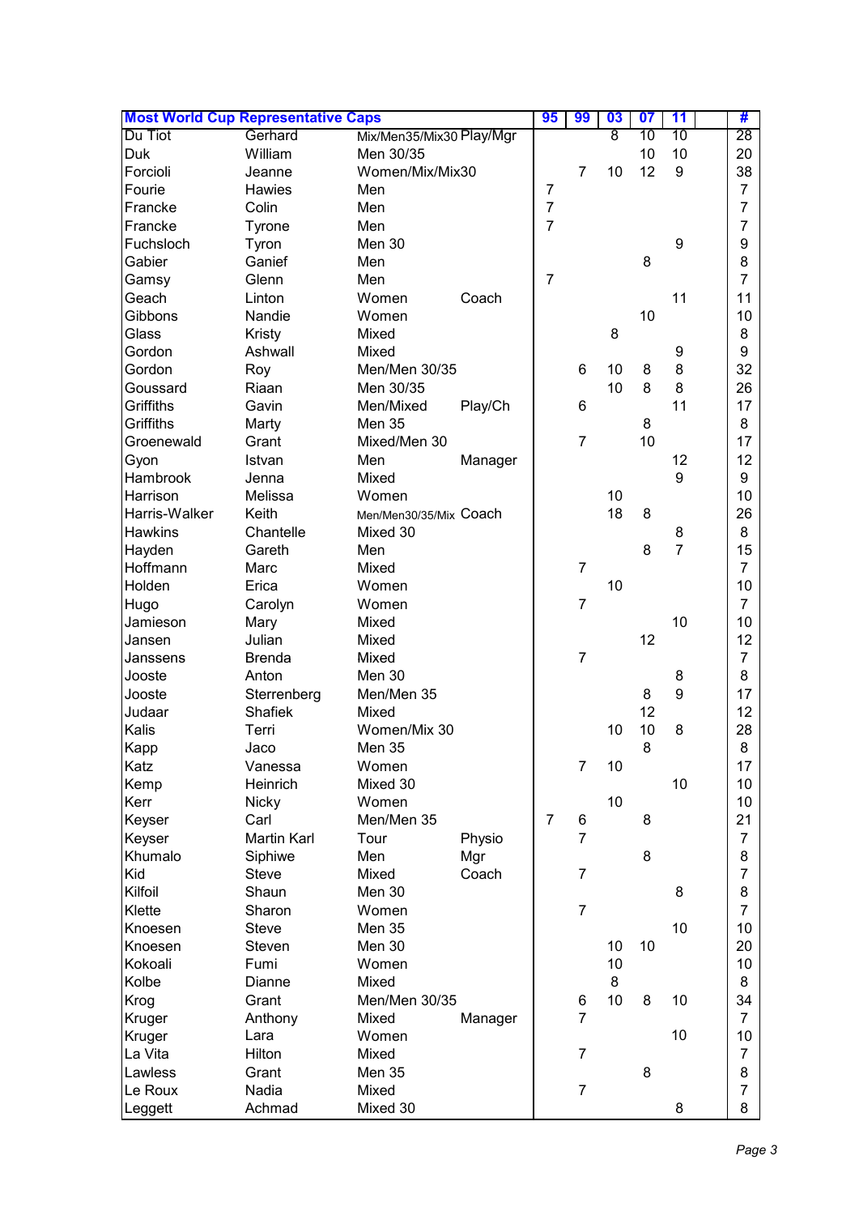| Most World Cup Representative Caps | | | | 95 | 99 | 03 | 07 | 11 | | # |
|---|---|---|---|---|---|---|---|---|---|---|
| Du Tiot | Gerhard | Mix/Men35/Mix30 | Play/Mgr | | | 8 | 10 | 10 | | 28 |
| Duk | William | Men 30/35 | | | | | 10 | 10 | | 20 |
| Forcioli | Jeanne | Women/Mix/Mix30 | | | 7 | 10 | 12 | 9 | | 38 |
| Fourie | Hawies | Men | | 7 | | | | | | 7 |
| Francke | Colin | Men | | 7 | | | | | | 7 |
| Francke | Tyrone | Men | | 7 | | | | | | 7 |
| Fuchsloch | Tyron | Men 30 | | | | | | 9 | | 9 |
| Gabier | Ganief | Men | | | | | 8 | | | 8 |
| Gamsy | Glenn | Men | | 7 | | | | | | 7 |
| Geach | Linton | Women | Coach | | | | | 11 | | 11 |
| Gibbons | Nandie | Women | | | | | 10 | | | 10 |
| Glass | Kristy | Mixed | | | | 8 | | | | 8 |
| Gordon | Ashwall | Mixed | | | | | | 9 | | 9 |
| Gordon | Roy | Men/Men 30/35 | | | 6 | 10 | 8 | 8 | | 32 |
| Goussard | Riaan | Men 30/35 | | | | 10 | 8 | 8 | | 26 |
| Griffiths | Gavin | Men/Mixed | Play/Ch | | 6 | | | 11 | | 17 |
| Griffiths | Marty | Men 35 | | | | | 8 | | | 8 |
| Groenewald | Grant | Mixed/Men 30 | | | 7 | | 10 | | | 17 |
| Gyon | Istvan | Men | Manager | | | | | 12 | | 12 |
| Hambrook | Jenna | Mixed | | | | | | 9 | | 9 |
| Harrison | Melissa | Women | | | | 10 | | | | 10 |
| Harris-Walker | Keith | Men/Men30/35/Mix | Coach | | | 18 | 8 | | | 26 |
| Hawkins | Chantelle | Mixed 30 | | | | | | 8 | | 8 |
| Hayden | Gareth | Men | | | | | 8 | 7 | | 15 |
| Hoffmann | Marc | Mixed | | | 7 | | | | | 7 |
| Holden | Erica | Women | | | | 10 | | | | 10 |
| Hugo | Carolyn | Women | | | 7 | | | | | 7 |
| Jamieson | Mary | Mixed | | | | | | 10 | | 10 |
| Jansen | Julian | Mixed | | | | | 12 | | | 12 |
| Janssens | Brenda | Mixed | | | 7 | | | | | 7 |
| Jooste | Anton | Men 30 | | | | | | 8 | | 8 |
| Jooste | Sterrenberg | Men/Men 35 | | | | | 8 | 9 | | 17 |
| Judaar | Shafiek | Mixed | | | | | 12 | | | 12 |
| Kalis | Terri | Women/Mix 30 | | | | 10 | 10 | 8 | | 28 |
| Kapp | Jaco | Men 35 | | | | | 8 | | | 8 |
| Katz | Vanessa | Women | | | 7 | 10 | | | | 17 |
| Kemp | Heinrich | Mixed 30 | | | | | | 10 | | 10 |
| Kerr | Nicky | Women | | | | 10 | | | | 10 |
| Keyser | Carl | Men/Men 35 | | 7 | 6 | | 8 | | | 21 |
| Keyser | Martin Karl | Tour | Physio | | 7 | | | | | 7 |
| Khumalo | Siphiwe | Men | Mgr | | | | 8 | | | 8 |
| Kid | Steve | Mixed | Coach | | 7 | | | | | 7 |
| Kilfoil | Shaun | Men 30 | | | | | | 8 | | 8 |
| Klette | Sharon | Women | | | 7 | | | | | 7 |
| Knoesen | Steve | Men 35 | | | | | | 10 | | 10 |
| Knoesen | Steven | Men 30 | | | | 10 | 10 | | | 20 |
| Kokoali | Fumi | Women | | | | 10 | | | | 10 |
| Kolbe | Dianne | Mixed | | | | 8 | | | | 8 |
| Krog | Grant | Men/Men 30/35 | | | 6 | 10 | 8 | 10 | | 34 |
| Kruger | Anthony | Mixed | Manager | | 7 | | | | | 7 |
| Kruger | Lara | Women | | | | | | 10 | | 10 |
| La Vita | Hilton | Mixed | | | 7 | | | | | 7 |
| Lawless | Grant | Men 35 | | | | | 8 | | | 8 |
| Le Roux | Nadia | Mixed | | | 7 | | | | | 7 |
| Leggett | Achmad | Mixed 30 | | | | | | 8 | | 8 |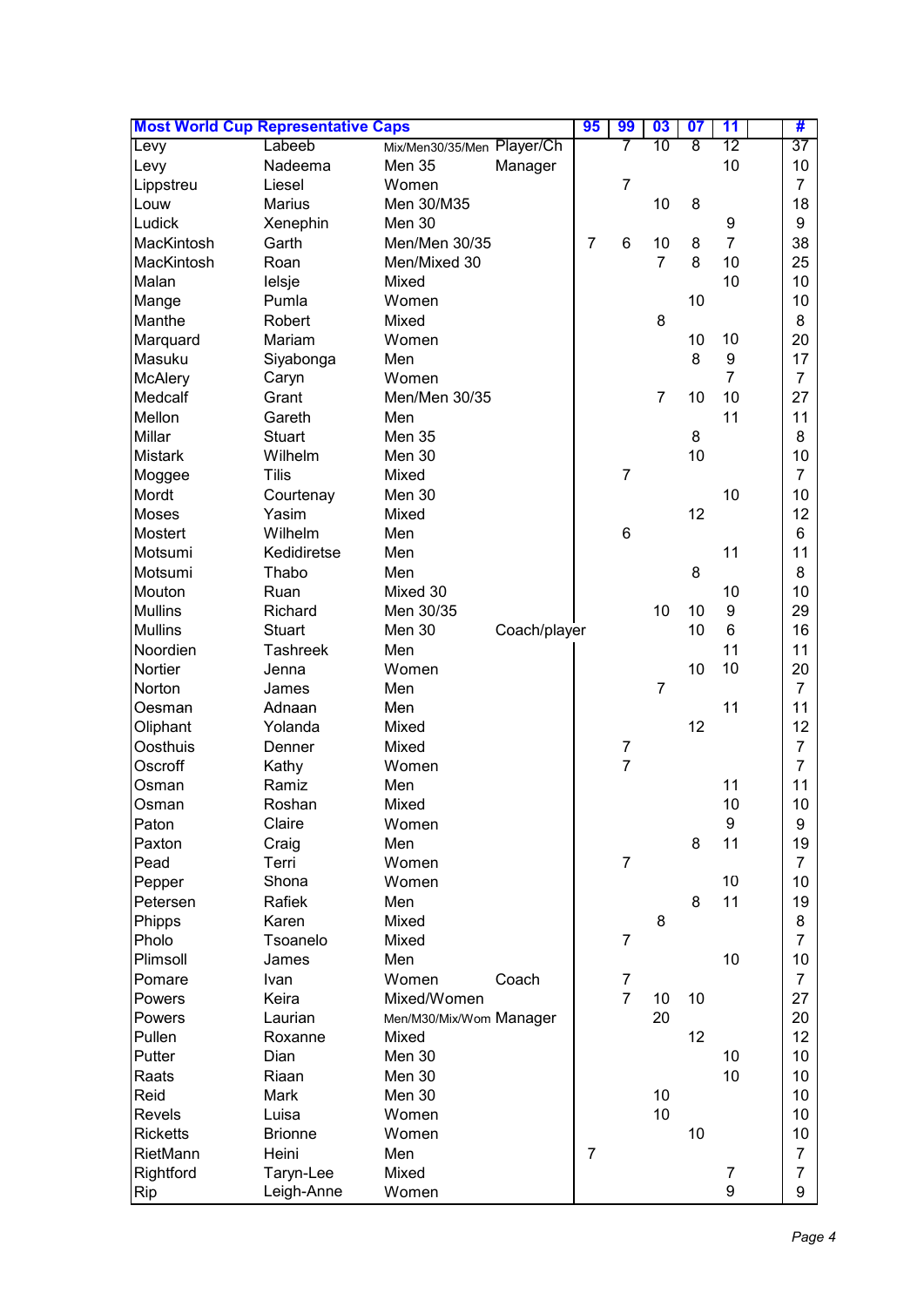| Most World Cup Representative Caps | | | | 95 | 99 | 03 | 07 | 11 | | # |
|---|---|---|---|---|---|---|---|---|---|---|
| Levy | Labeeb | Mix/Men30/35/Men | Player/Ch | | 7 | 10 | 8 | 12 | | 37 |
| Levy | Nadeema | Men 35 | Manager | | | | | 10 | | 10 |
| Lippstreu | Liesel | Women | | | 7 | | | | | 7 |
| Louw | Marius | Men 30/M35 | | | | 10 | 8 | | | 18 |
| Ludick | Xenephin | Men 30 | | | | | | 9 | | 9 |
| MacKintosh | Garth | Men/Men 30/35 | | 7 | 6 | 10 | 8 | 7 | | 38 |
| MacKintosh | Roan | Men/Mixed 30 | | | | 7 | 8 | 10 | | 25 |
| Malan | Ielsje | Mixed | | | | | | 10 | | 10 |
| Mange | Pumla | Women | | | | | 10 | | | 10 |
| Manthe | Robert | Mixed | | | | 8 | | | | 8 |
| Marquard | Mariam | Women | | | | | 10 | 10 | | 20 |
| Masuku | Siyabonga | Men | | | | | 8 | 9 | | 17 |
| McAlery | Caryn | Women | | | | | | 7 | | 7 |
| Medcalf | Grant | Men/Men 30/35 | | | | 7 | 10 | 10 | | 27 |
| Mellon | Gareth | Men | | | | | | 11 | | 11 |
| Millar | Stuart | Men 35 | | | | | 8 | | | 8 |
| Mistark | Wilhelm | Men 30 | | | | | 10 | | | 10 |
| Moggee | Tilis | Mixed | | | 7 | | | | | 7 |
| Mordt | Courtenay | Men 30 | | | | | | 10 | | 10 |
| Moses | Yasim | Mixed | | | | | 12 | | | 12 |
| Mostert | Wilhelm | Men | | | 6 | | | | | 6 |
| Motsumi | Kediiretse | Men | | | | | | 11 | | 11 |
| Motsumi | Thabo | Men | | | | | 8 | | | 8 |
| Mouton | Ruan | Mixed 30 | | | | | | 10 | | 10 |
| Mullins | Richard | Men 30/35 | | | | 10 | 10 | 9 | | 29 |
| Mullins | Stuart | Men 30 | Coach/player | | | | 10 | 6 | | 16 |
| Noordien | Tashreek | Men | | | | | | 11 | | 11 |
| Nortier | Jenna | Women | | | | | 10 | 10 | | 20 |
| Norton | James | Men | | | | 7 | | | | 7 |
| Oesman | Adnaan | Men | | | | | | 11 | | 11 |
| Oliphant | Yolanda | Mixed | | | | | 12 | | | 12 |
| Oosthuis | Denner | Mixed | | | 7 | | | | | 7 |
| Oscroff | Kathy | Women | | | 7 | | | | | 7 |
| Osman | Ramiz | Men | | | | | | 11 | | 11 |
| Osman | Roshan | Mixed | | | | | | 10 | | 10 |
| Paton | Claire | Women | | | | | | 9 | | 9 |
| Paxton | Craig | Men | | | | | 8 | 11 | | 19 |
| Pead | Terri | Women | | | 7 | | | | | 7 |
| Pepper | Shona | Women | | | | | | 10 | | 10 |
| Petersen | Rafiek | Men | | | | | 8 | 11 | | 19 |
| Phipps | Karen | Mixed | | | | 8 | | | | 8 |
| Pholo | Tsoanelo | Mixed | | | 7 | | | | | 7 |
| Plimsoll | James | Men | | | | | | 10 | | 10 |
| Pomare | Ivan | Women | Coach | | 7 | | | | | 7 |
| Powers | Keira | Mixed/Women | | | 7 | 10 | 10 | | | 27 |
| Powers | Laurian | Men/M30/Mix/Wom | Manager | | | 20 | | | | 20 |
| Pullen | Roxanne | Mixed | | | | | 12 | | | 12 |
| Putter | Dian | Men 30 | | | | | | 10 | | 10 |
| Raats | Riaan | Men 30 | | | | | | 10 | | 10 |
| Reid | Mark | Men 30 | | | | 10 | | | | 10 |
| Revels | Luisa | Women | | | | 10 | | | | 10 |
| Ricketts | Brionne | Women | | | | | 10 | | | 10 |
| RietMann | Heini | Men | | 7 | | | | | | 7 |
| Rightford | Taryn-Lee | Mixed | | | | | | 7 | | 7 |
| Rip | Leigh-Anne | Women | | | | | | 9 | | 9 |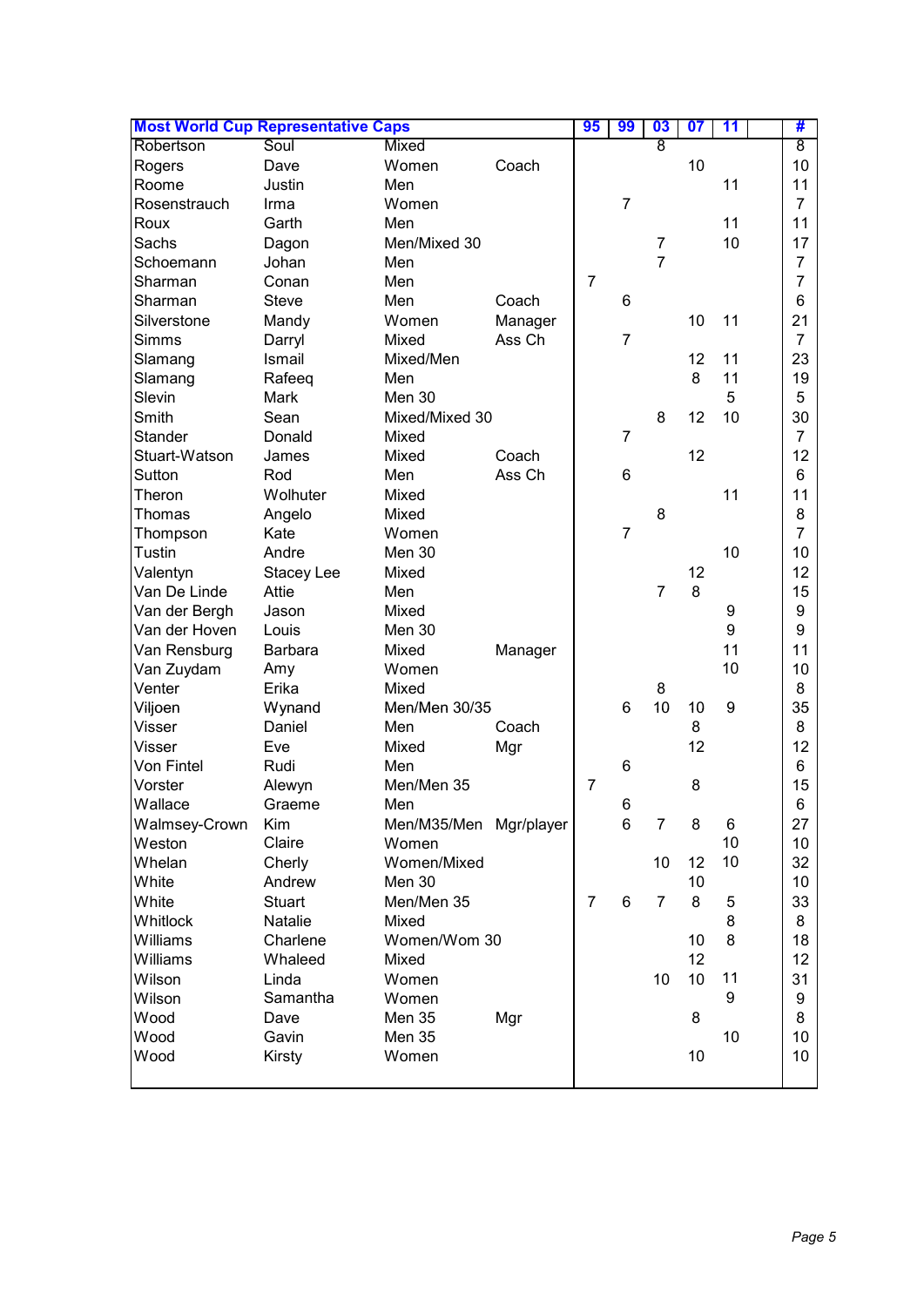| Most World Cup Representative Caps | | | | 95 | 99 | 03 | 07 | 11 | | # |
|---|---|---|---|---|---|---|---|---|---|---|
| Robertson | Soul | Mixed | | | | 8 | | | | 8 |
| Rogers | Dave | Women | Coach | | | | 10 | | | 10 |
| Roome | Justin | Men | | | | | | 11 | | 11 |
| Rosenstrauch | Irma | Women | | | 7 | | | | | 7 |
| Roux | Garth | Men | | | | | | 11 | | 11 |
| Sachs | Dagon | Men/Mixed 30 | | | | 7 | | 10 | | 17 |
| Schoemann | Johan | Men | | | | 7 | | | | 7 |
| Sharman | Conan | Men | | 7 | | | | | | 7 |
| Sharman | Steve | Men | Coach | | 6 | | | | | 6 |
| Silverstone | Mandy | Women | Manager | | | | 10 | 11 | | 21 |
| Simms | Darryl | Mixed | Ass Ch | | 7 | | | | | 7 |
| Slamang | Ismail | Mixed/Men | | | | | 12 | 11 | | 23 |
| Slamang | Rafeeq | Men | | | | | 8 | 11 | | 19 |
| Slevin | Mark | Men 30 | | | | | | 5 | | 5 |
| Smith | Sean | Mixed/Mixed 30 | | | | 8 | 12 | 10 | | 30 |
| Stander | Donald | Mixed | | | 7 | | | | | 7 |
| Stuart-Watson | James | Mixed | Coach | | | | 12 | | | 12 |
| Sutton | Rod | Men | Ass Ch | | 6 | | | | | 6 |
| Theron | Wolhuter | Mixed | | | | | | 11 | | 11 |
| Thomas | Angelo | Mixed | | | | 8 | | | | 8 |
| Thompson | Kate | Women | | | 7 | | | | | 7 |
| Tustin | Andre | Men 30 | | | | | | 10 | | 10 |
| Valentyn | Stacey Lee | Mixed | | | | | 12 | | | 12 |
| Van De Linde | Attie | Men | | | | 7 | 8 | | | 15 |
| Van der Bergh | Jason | Mixed | | | | | | 9 | | 9 |
| Van der Hoven | Louis | Men 30 | | | | | | 9 | | 9 |
| Van Rensburg | Barbara | Mixed | Manager | | | | | 11 | | 11 |
| Van Zuydam | Amy | Women | | | | | | 10 | | 10 |
| Venter | Erika | Mixed | | | | 8 | | | | 8 |
| Viljoen | Wynand | Men/Men 30/35 | | | 6 | 10 | 10 | 9 | | 35 |
| Visser | Daniel | Men | Coach | | | | 8 | | | 8 |
| Visser | Eve | Mixed | Mgr | | | | 12 | | | 12 |
| Von Fintel | Rudi | Men | | | 6 | | | | | 6 |
| Vorster | Alewyn | Men/Men 35 | | 7 | | | 8 | | | 15 |
| Wallace | Graeme | Men | | | 6 | | | | | 6 |
| Walmsey-Crown | Kim | Men/M35/Men | Mgr/player | | 6 | 7 | 8 | 6 | | 27 |
| Weston | Claire | Women | | | | | | 10 | | 10 |
| Whelan | Cherly | Women/Mixed | | | | 10 | 12 | 10 | | 32 |
| White | Andrew | Men 30 | | | | | 10 | | | 10 |
| White | Stuart | Men/Men 35 | | 7 | 6 | 7 | 8 | 5 | | 33 |
| Whitlock | Natalie | Mixed | | | | | | 8 | | 8 |
| Williams | Charlene | Women/Wom 30 | | | | | 10 | 8 | | 18 |
| Williams | Whaleed | Mixed | | | | | 12 | | | 12 |
| Wilson | Linda | Women | | | | 10 | 10 | 11 | | 31 |
| Wilson | Samantha | Women | | | | | | 9 | | 9 |
| Wood | Dave | Men 35 | Mgr | | | | 8 | | | 8 |
| Wood | Gavin | Men 35 | | | | | | 10 | | 10 |
| Wood | Kirsty | Women | | | | | 10 | | | 10 |